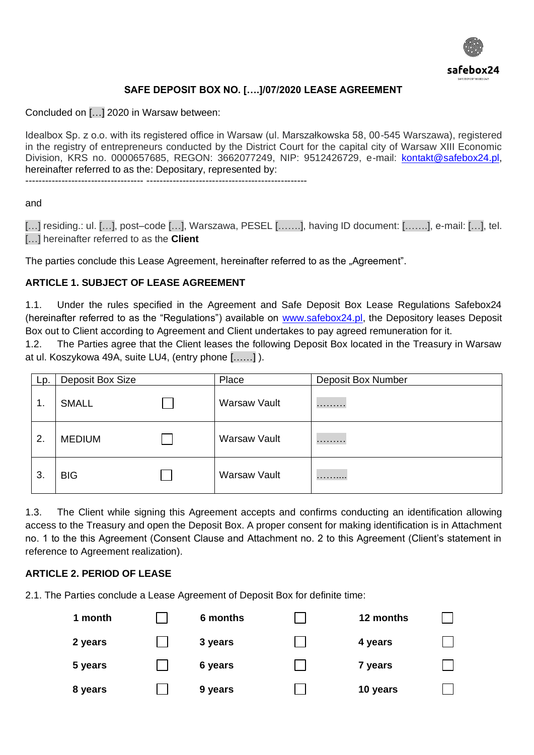safebox24

# SAFE DEPOSIT BOX NO. [….]/07/2020 LEASE AGREEMENT

Concluded on […] 2020 in Warsaw between:

Idealbox Sp. z o.o. with its registered office in Warsaw (ul. Marszałkowska 58, 00-545 Warszawa), registered in the registry of entrepreneurs conducted by the District Court for the capital city of Warsaw XIII Economic Division, KRS no. 0000657685, REGON: 3662077249, NIP: 9512426729, e-mail: kontakt@safebox24.pl, hereinafter referred to as the: Depositary, represented by:

------------------------------------ --------------------------------------------------

and

[…] residing.: ul. […], post–code […], Warszawa, PESEL […….], having ID document: […….], e-mail: […], tel. […] hereinafter referred to as the **Client**

The parties conclude this Lease Agreement, hereinafter referred to as the „Agreement".

## ARTICLE 1. SUBJECT OF LEASE AGREEMENT

1.1. Under the rules specified in the Agreement and Safe Deposit Box Lease Regulations Safebox24 (hereinafter referred to as the "Regulations") available on www.safebox24.pl, the Depository leases Deposit Box out to Client according to Agreement and Client undertakes to pay agreed remuneration for it.

1.2. The Parties agree that the Client leases the following Deposit Box located in the Treasury in Warsaw at ul. Koszykowa 49A, suite LU4, (entry phone [……] ).

| Lp. | Deposit Box Size | Place | Deposit Box Number |
|---|---|---|---|
| 1. | SMALL ☐ | Warsaw Vault | ……… |
| 2. | MEDIUM ☐ | Warsaw Vault | ……… |
| 3. | BIG ☐ | Warsaw Vault | ……..... |

1.3. The Client while signing this Agreement accepts and confirms conducting an identification allowing access to the Treasury and open the Deposit Box. A proper consent for making identification is in Attachment no. 1 to the this Agreement (Consent Clause and Attachment no. 2 to this Agreement (Client's statement in reference to Agreement realization).

## ARTICLE 2. PERIOD OF LEASE

2.1. The Parties conclude a Lease Agreement of Deposit Box for definite time:

| | | | | | |
|---|---|---|---|---|---|
| **1 month** | ☐ | **6 months** | ☐ | **12 months** | ☐ |
| **2 years** | ☐ | **3 years** | ☐ | **4 years** | ☐ |
| **5 years** | ☐ | **6 years** | ☐ | **7 years** | ☐ |
| **8 years** | ☐ | **9 years** | ☐ | **10 years** | ☐ |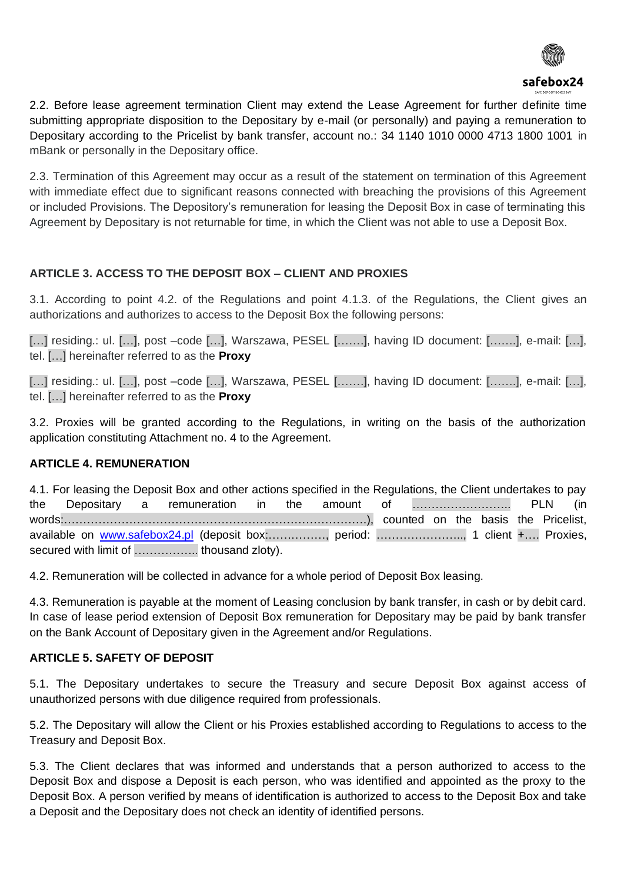2.2. Before lease agreement termination Client may extend the Lease Agreement for further definite time submitting appropriate disposition to the Depositary by e-mail (or personally) and paying a remuneration to Depositary according to the Pricelist by bank transfer, account no.: 34 1140 1010 0000 4713 1800 1001 in mBank or personally in the Depositary office.

2.3. Termination of this Agreement may occur as a result of the statement on termination of this Agreement with immediate effect due to significant reasons connected with breaching the provisions of this Agreement or included Provisions. The Depository's remuneration for leasing the Deposit Box in case of terminating this Agreement by Depositary is not returnable for time, in which the Client was not able to use a Deposit Box.

### ARTICLE 3. ACCESS TO THE DEPOSIT BOX – CLIENT AND PROXIES

3.1. According to point 4.2. of the Regulations and point 4.1.3. of the Regulations, the Client gives an authorizations and authorizes to access to the Deposit Box the following persons:

[…] residing.: ul. […], post –code […], Warszawa, PESEL [……], having ID document: [……], e-mail: […], tel. […] hereinafter referred to as the **Proxy**

[…] residing.: ul. […], post –code […], Warszawa, PESEL [……], having ID document: [……], e-mail: […], tel. […] hereinafter referred to as the **Proxy**

3.2. Proxies will be granted according to the Regulations, in writing on the basis of the authorization application constituting Attachment no. 4 to the Agreement.

### ARTICLE 4. REMUNERATION

4.1. For leasing the Deposit Box and other actions specified in the Regulations, the Client undertakes to pay the Depositary a remuneration in the amount of …………………….. PLN (in words:……………………………………………………………………), counted on the basis the Pricelist, available on www.safebox24.pl (deposit box:……………, period: ………………….., 1 client +…. Proxies, secured with limit of …………….. thousand zloty).

4.2. Remuneration will be collected in advance for a whole period of Deposit Box leasing.

4.3. Remuneration is payable at the moment of Leasing conclusion by bank transfer, in cash or by debit card. In case of lease period extension of Deposit Box remuneration for Depositary may be paid by bank transfer on the Bank Account of Depositary given in the Agreement and/or Regulations.

### ARTICLE 5. SAFETY OF DEPOSIT

5.1. The Depositary undertakes to secure the Treasury and secure Deposit Box against access of unauthorized persons with due diligence required from professionals.

5.2. The Depositary will allow the Client or his Proxies established according to Regulations to access to the Treasury and Deposit Box.

5.3. The Client declares that was informed and understands that a person authorized to access to the Deposit Box and dispose a Deposit is each person, who was identified and appointed as the proxy to the Deposit Box. A person verified by means of identification is authorized to access to the Deposit Box and take a Deposit and the Depositary does not check an identity of identified persons.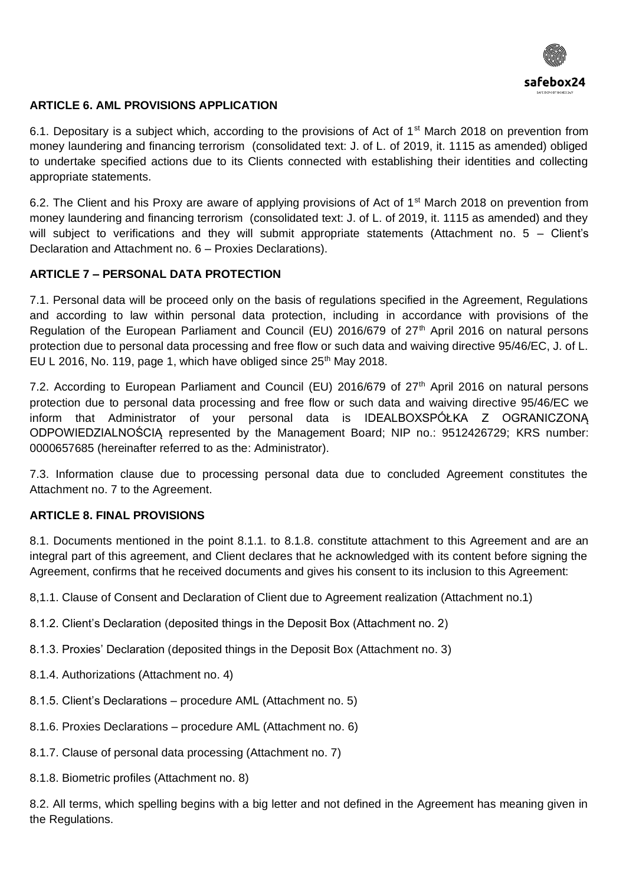### ARTICLE 6. AML PROVISIONS APPLICATION

6.1. Depositary is a subject which, according to the provisions of Act of 1st March 2018 on prevention from money laundering and financing terrorism (consolidated text: J. of L. of 2019, it. 1115 as amended) obliged to undertake specified actions due to its Clients connected with establishing their identities and collecting appropriate statements.

6.2. The Client and his Proxy are aware of applying provisions of Act of 1st March 2018 on prevention from money laundering and financing terrorism (consolidated text: J. of L. of 2019, it. 1115 as amended) and they will subject to verifications and they will submit appropriate statements (Attachment no. 5 – Client's Declaration and Attachment no. 6 – Proxies Declarations).

### ARTICLE 7 – PERSONAL DATA PROTECTION

7.1. Personal data will be proceed only on the basis of regulations specified in the Agreement, Regulations and according to law within personal data protection, including in accordance with provisions of the Regulation of the European Parliament and Council (EU) 2016/679 of 27th April 2016 on natural persons protection due to personal data processing and free flow or such data and waiving directive 95/46/EC, J. of L. EU L 2016, No. 119, page 1, which have obliged since 25th May 2018.

7.2. According to European Parliament and Council (EU) 2016/679 of 27th April 2016 on natural persons protection due to personal data processing and free flow or such data and waiving directive 95/46/EC we inform that Administrator of your personal data is IDEALBOXSPÓŁKA Z OGRANICZONĄ ODPOWIEDZIALNOŚCIĄ represented by the Management Board; NIP no.: 9512426729; KRS number: 0000657685 (hereinafter referred to as the: Administrator).

7.3. Information clause due to processing personal data due to concluded Agreement constitutes the Attachment no. 7 to the Agreement.

### ARTICLE 8. FINAL PROVISIONS

8.1. Documents mentioned in the point 8.1.1. to 8.1.8. constitute attachment to this Agreement and are an integral part of this agreement, and Client declares that he acknowledged with its content before signing the Agreement, confirms that he received documents and gives his consent to its inclusion to this Agreement:

8,1.1. Clause of Consent and Declaration of Client due to Agreement realization (Attachment no.1)

8.1.2. Client's Declaration (deposited things in the Deposit Box (Attachment no. 2)

8.1.3. Proxies' Declaration (deposited things in the Deposit Box (Attachment no. 3)

8.1.4. Authorizations (Attachment no. 4)

8.1.5. Client's Declarations – procedure AML (Attachment no. 5)

8.1.6. Proxies Declarations – procedure AML (Attachment no. 6)

8.1.7. Clause of personal data processing (Attachment no. 7)

8.1.8. Biometric profiles (Attachment no. 8)

8.2. All terms, which spelling begins with a big letter and not defined in the Agreement has meaning given in the Regulations.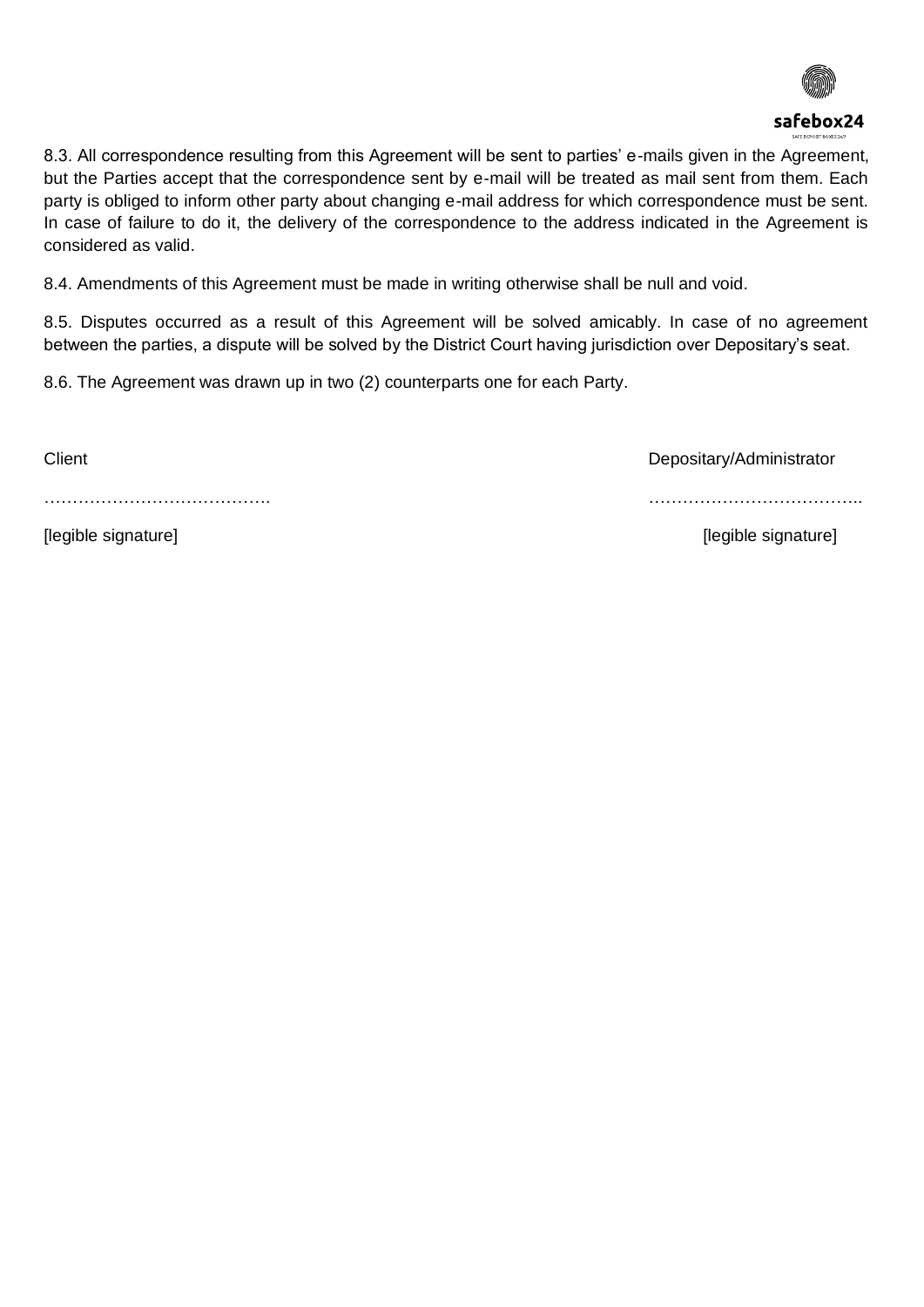8.3. All correspondence resulting from this Agreement will be sent to parties' e-mails given in the Agreement, but the Parties accept that the correspondence sent by e-mail will be treated as mail sent from them. Each party is obliged to inform other party about changing e-mail address for which correspondence must be sent. In case of failure to do it, the delivery of the correspondence to the address indicated in the Agreement is considered as valid.

8.4. Amendments of this Agreement must be made in writing otherwise shall be null and void.

8.5. Disputes occurred as a result of this Agreement will be solved amicably. In case of no agreement between the parties, a dispute will be solved by the District Court having jurisdiction over Depositary's seat.

8.6. The Agreement was drawn up in two (2) counterparts one for each Party.

| Client | Depositary/Administrator |
|---|---|
| …………………………………. | ……………………………….. |
| [legible signature] | [legible signature] |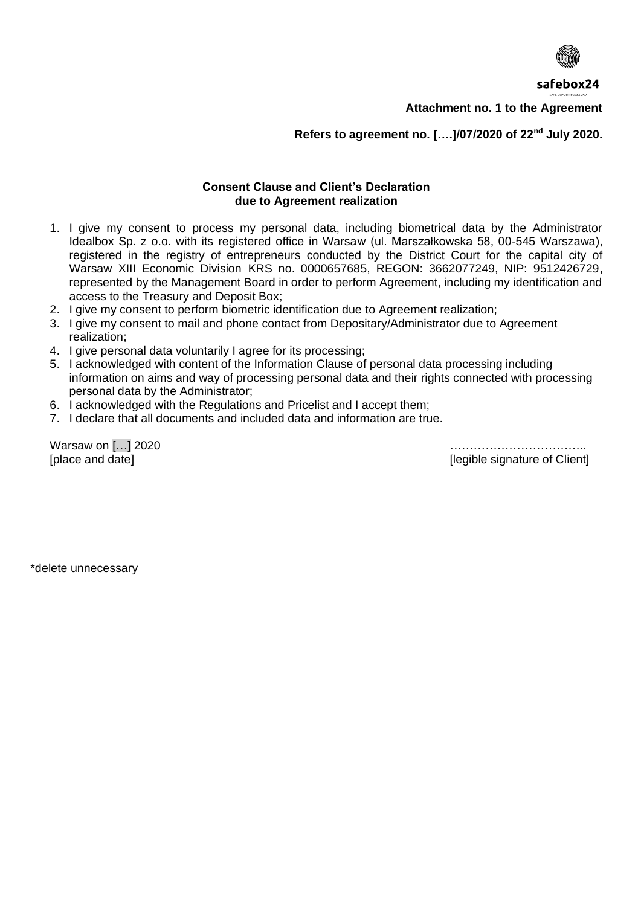safebox24

**Attachment no. 1 to the Agreement**

**Refers to agreement no. [….]/07/2020 of 22nd July 2020.**

**Consent Clause and Client's Declaration due to Agreement realization**

1. I give my consent to process my personal data, including biometrical data by the Administrator Idealbox Sp. z o.o. with its registered office in Warsaw (ul. Marszałkowska 58, 00-545 Warszawa), registered in the registry of entrepreneurs conducted by the District Court for the capital city of Warsaw XIII Economic Division KRS no. 0000657685, REGON: 3662077249, NIP: 9512426729, represented by the Management Board in order to perform Agreement, including my identification and access to the Treasury and Deposit Box;
2. I give my consent to perform biometric identification due to Agreement realization;
3. I give my consent to mail and phone contact from Depositary/Administrator due to Agreement realization;
4. I give personal data voluntarily I agree for its processing;
5. I acknowledged with content of the Information Clause of personal data processing including information on aims and way of processing personal data and their rights connected with processing personal data by the Administrator;
6. I acknowledged with the Regulations and Pricelist and I accept them;
7. I declare that all documents and included data and information are true.

Warsaw on […] 2020
[place and date]

……………………………..
[legible signature of Client]

*delete unnecessary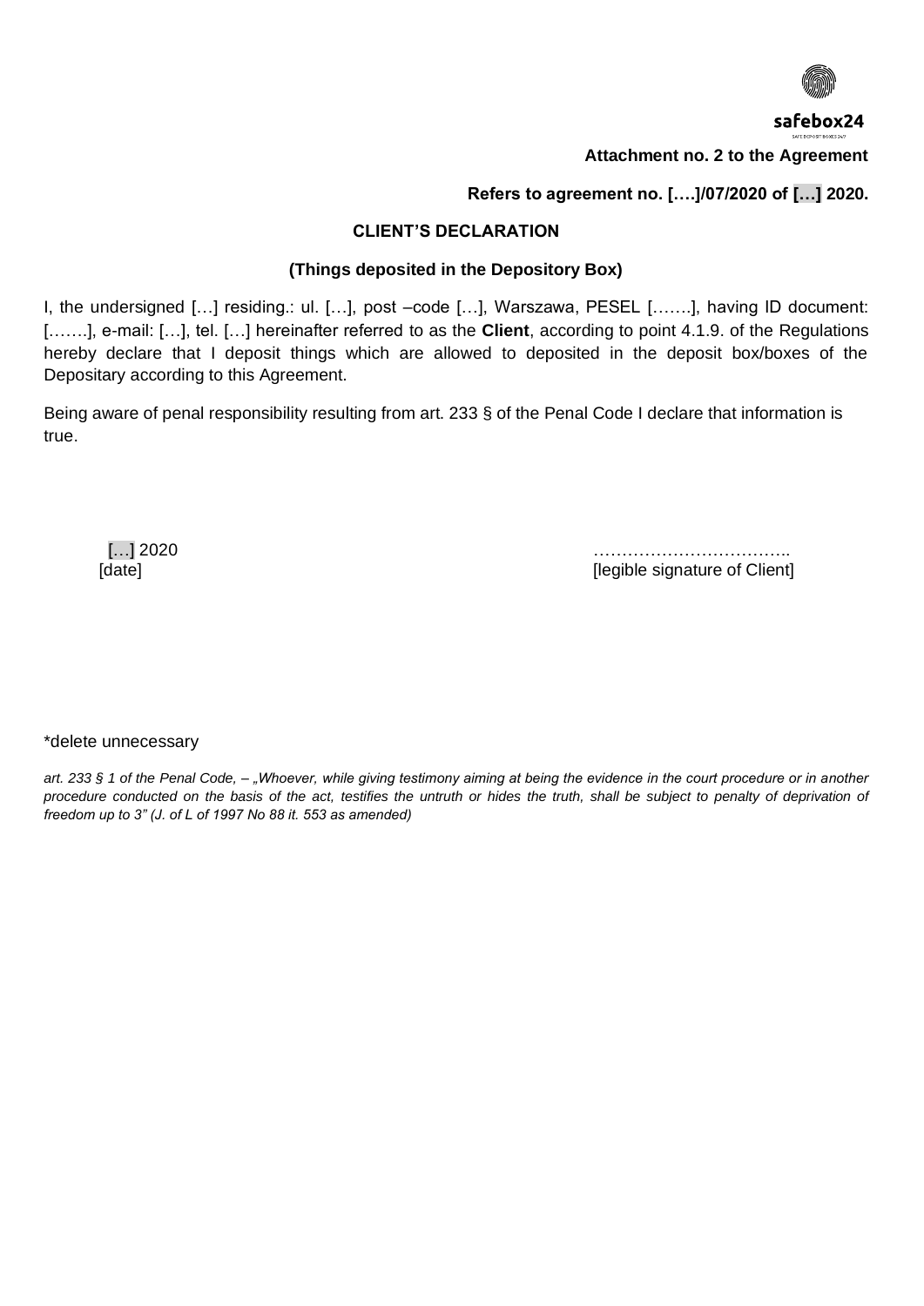safebox24

**Attachment no. 2 to the Agreement**

**Refers to agreement no. [….]/07/2020 of […] 2020.**

**CLIENT'S DECLARATION**

**(Things deposited in the Depository Box)**

I, the undersigned […] residing.: ul. […], post –code […], Warszawa, PESEL […….], having ID document: […….], e-mail: […], tel. […] hereinafter referred to as the **Client**, according to point 4.1.9. of the Regulations hereby declare that I deposit things which are allowed to deposited in the deposit box/boxes of the Depositary according to this Agreement.

Being aware of penal responsibility resulting from art. 233 § of the Penal Code I declare that information is true.

[…] 2020
[date]

……………………………..
[legible signature of Client]

\*delete unnecessary

*art. 233 § 1 of the Penal Code, – „Whoever, while giving testimony aiming at being the evidence in the court procedure or in another procedure conducted on the basis of the act, testifies the untruth or hides the truth, shall be subject to penalty of deprivation of freedom up to 3" (J. of L of 1997 No 88 it. 553 as amended)*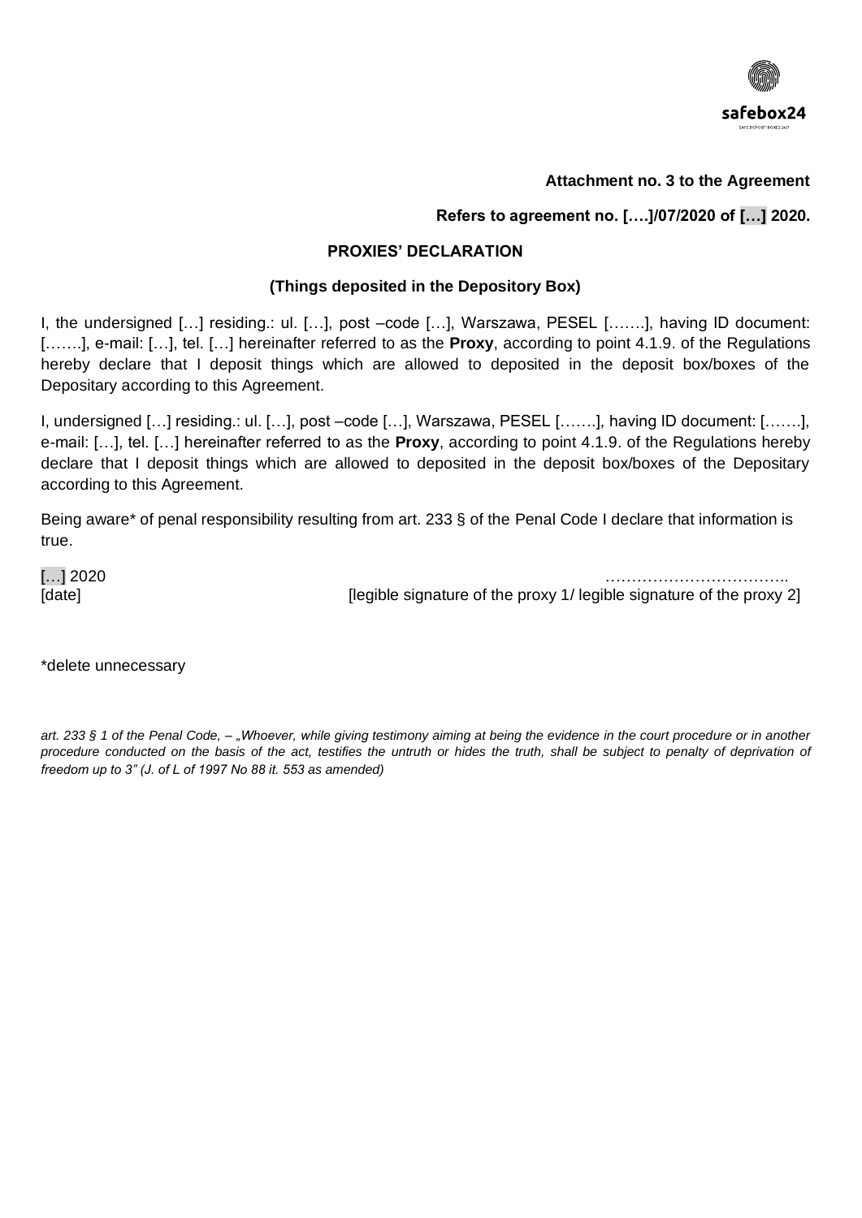**Attachment no. 3 to the Agreement**

**Refers to agreement no. [….]/07/2020 of […] 2020.**

**PROXIES' DECLARATION**

**(Things deposited in the Depository Box)**

I, the undersigned […] residing.: ul. […], post –code […], Warszawa, PESEL […….], having ID document: […….], e-mail: […], tel. […] hereinafter referred to as the **Proxy**, according to point 4.1.9. of the Regulations hereby declare that I deposit things which are allowed to deposited in the deposit box/boxes of the Depositary according to this Agreement.

I, undersigned […] residing.: ul. […], post –code […], Warszawa, PESEL […….], having ID document: […….], e-mail: […], tel. […] hereinafter referred to as the **Proxy**, according to point 4.1.9. of the Regulations hereby declare that I deposit things which are allowed to deposited in the deposit box/boxes of the Depositary according to this Agreement.

Being aware* of penal responsibility resulting from art. 233 § of the Penal Code I declare that information is true.

[…] 2020
[date]

……………………………..
[legible signature of the proxy 1/ legible signature of the proxy 2]

*delete unnecessary

*art. 233 § 1 of the Penal Code, – „Whoever, while giving testimony aiming at being the evidence in the court procedure or in another procedure conducted on the basis of the act, testifies the untruth or hides the truth, shall be subject to penalty of deprivation of freedom up to 3" (J. of L of 1997 No 88 it. 553 as amended)*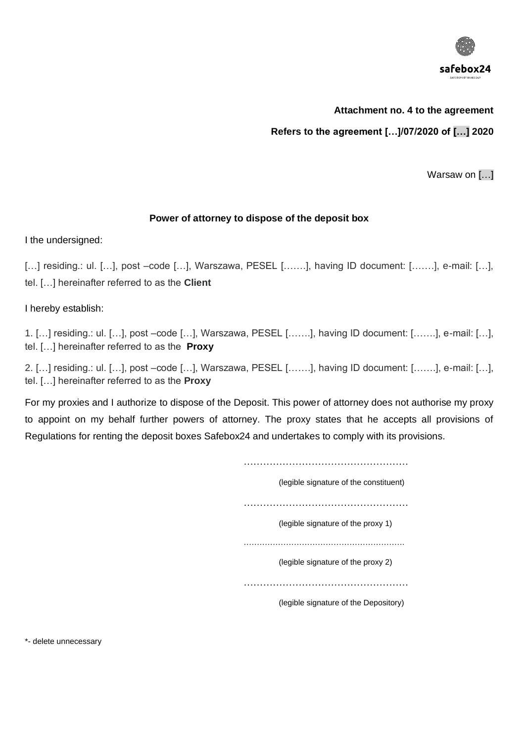**Attachment no. 4 to the agreement**

**Refers to the agreement […]/07/2020 of […] 2020**

Warsaw on […]

**Power of attorney to dispose of the deposit box**

I the undersigned:

[…] residing.: ul. […], post –code […], Warszawa, PESEL […….], having ID document: […….], e-mail: […], tel. […] hereinafter referred to as the **Client**

I hereby establish:

1. […] residing.: ul. […], post –code […], Warszawa, PESEL […….], having ID document: […….], e-mail: […], tel. […] hereinafter referred to as the **Proxy**

2. […] residing.: ul. […], post –code […], Warszawa, PESEL […….], having ID document: […….], e-mail: […], tel. […] hereinafter referred to as the **Proxy**

For my proxies and I authorize to dispose of the Deposit. This power of attorney does not authorise my proxy to appoint on my behalf further powers of attorney. The proxy states that he accepts all provisions of Regulations for renting the deposit boxes Safebox24 and undertakes to comply with its provisions.

……………………………………………

(legible signature of the constituent)

……………………………………………

(legible signature of the proxy 1)

……………………………………………

(legible signature of the proxy 2)

……………………………………………

(legible signature of the Depository)

*- delete unnecessary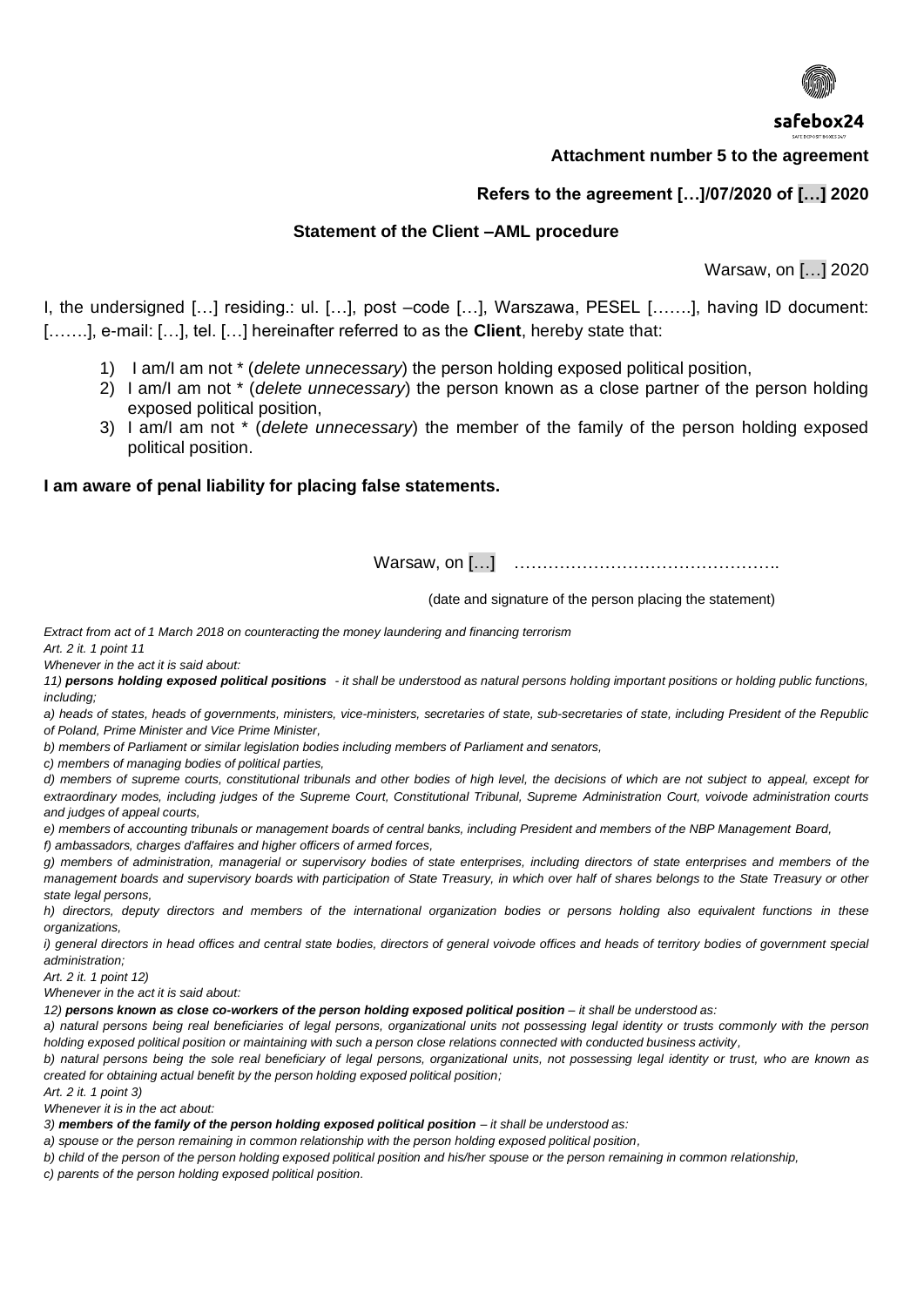safebox24

**Attachment number 5 to the agreement**

**Refers to the agreement […]/07/2020 of […] 2020**

**Statement of the Client –AML procedure**

Warsaw, on […] 2020

I, the undersigned […] residing.: ul. […], post –code […], Warszawa, PESEL […….], having ID document: […….], e-mail: […], tel. […] hereinafter referred to as the **Client**, hereby state that:

1) I am/I am not * (*delete unnecessary*) the person holding exposed political position,
2) I am/I am not * (*delete unnecessary*) the person known as a close partner of the person holding exposed political position,
3) I am/I am not * (*delete unnecessary*) the member of the family of the person holding exposed political position.

**I am aware of penal liability for placing false statements.**

Warsaw, on […] ………………………………………..

(date and signature of the person placing the statement)

*Extract from act of 1 March 2018 on counteracting the money laundering and financing terrorism*

*Art. 2 it. 1 point 11*

*Whenever in the act it is said about:*

*11)* ***persons holding exposed political positions*** *- it shall be understood as natural persons holding important positions or holding public functions, including;*

*a) heads of states, heads of governments, ministers, vice-ministers, secretaries of state, sub-secretaries of state, including President of the Republic of Poland, Prime Minister and Vice Prime Minister,*

*b) members of Parliament or similar legislation bodies including members of Parliament and senators,*

*c) members of managing bodies of political parties,*

*d) members of supreme courts, constitutional tribunals and other bodies of high level, the decisions of which are not subject to appeal, except for extraordinary modes, including judges of the Supreme Court, Constitutional Tribunal, Supreme Administration Court, voivode administration courts and judges of appeal courts,*

*e) members of accounting tribunals or management boards of central banks, including President and members of the NBP Management Board,*

*f) ambassadors, charges d'affaires and higher officers of armed forces,*

*g) members of administration, managerial or supervisory bodies of state enterprises, including directors of state enterprises and members of the management boards and supervisory boards with participation of State Treasury, in which over half of shares belongs to the State Treasury or other state legal persons,*

*h) directors, deputy directors and members of the international organization bodies or persons holding also equivalent functions in these organizations,*

*i) general directors in head offices and central state bodies, directors of general voivode offices and heads of territory bodies of government special administration;*

*Art. 2 it. 1 point 12)*

*Whenever in the act it is said about:*

*12)* ***persons known as close co-workers of the person holding exposed political position*** *– it shall be understood as:*

*a) natural persons being real beneficiaries of legal persons, organizational units not possessing legal identity or trusts commonly with the person holding exposed political position or maintaining with such a person close relations connected with conducted business activity,*

*b) natural persons being the sole real beneficiary of legal persons, organizational units, not possessing legal identity or trust, who are known as created for obtaining actual benefit by the person holding exposed political position;*

*Art. 2 it. 1 point 3)*

*Whenever it is in the act about:*

*3)* ***members of the family of the person holding exposed political position*** *– it shall be understood as:*

*a) spouse or the person remaining in common relationship with the person holding exposed political position,*

*b) child of the person of the person holding exposed political position and his/her spouse or the person remaining in common relationship,*

*c) parents of the person holding exposed political position.*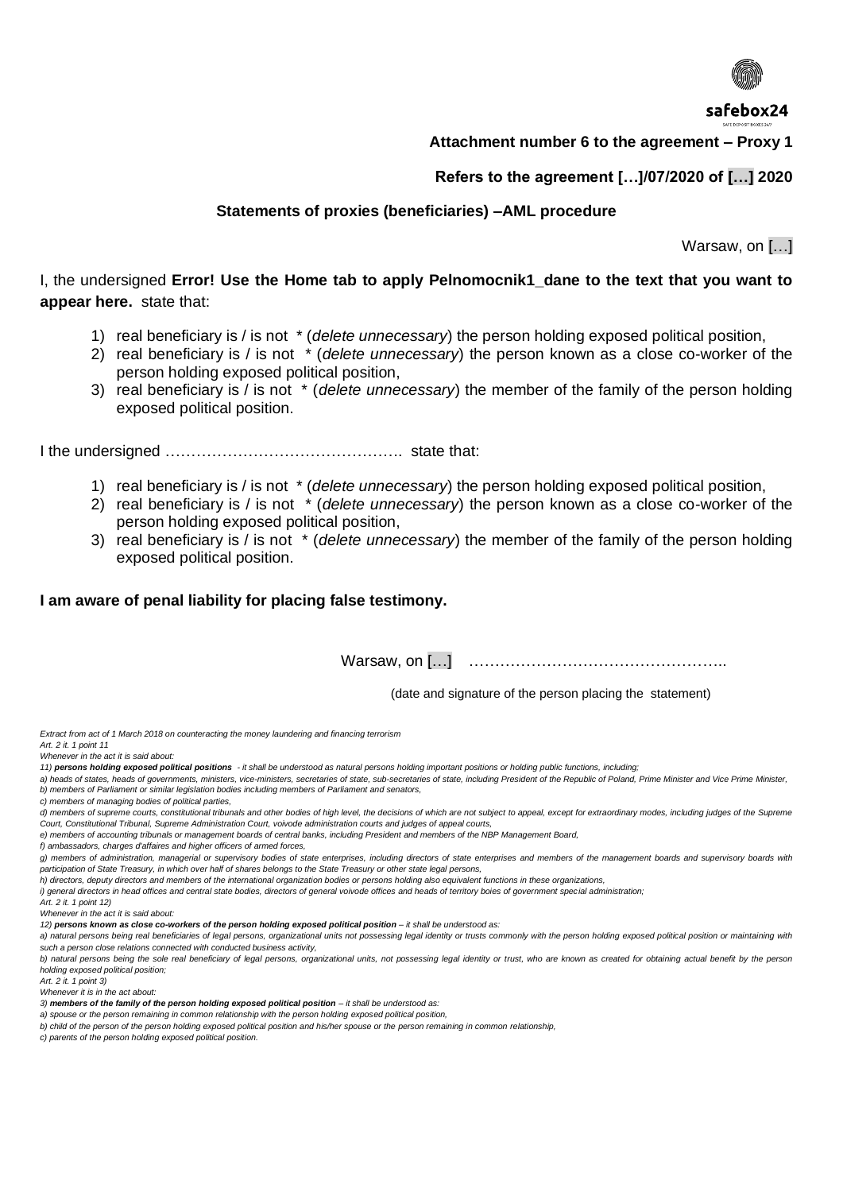**Attachment number 6 to the agreement – Proxy 1**

**Refers to the agreement […]/07/2020 of […] 2020**

**Statements of proxies (beneficiaries) –AML procedure**

Warsaw, on […]

I, the undersigned **Error! Use the Home tab to apply Pelnomocnik1_dane to the text that you want to appear here.** state that:

1) real beneficiary is / is not * (*delete unnecessary*) the person holding exposed political position,
2) real beneficiary is / is not * (*delete unnecessary*) the person known as a close co-worker of the person holding exposed political position,
3) real beneficiary is / is not * (*delete unnecessary*) the member of the family of the person holding exposed political position.

I the undersigned ………………………………………. state that:

1) real beneficiary is / is not * (*delete unnecessary*) the person holding exposed political position,
2) real beneficiary is / is not * (*delete unnecessary*) the person known as a close co-worker of the person holding exposed political position,
3) real beneficiary is / is not * (*delete unnecessary*) the member of the family of the person holding exposed political position.

**I am aware of penal liability for placing false testimony.**

Warsaw, on […] …………………………………………..

(date and signature of the person placing the statement)

*Extract from act of 1 March 2018 on counteracting the money laundering and financing terrorism*
*Art. 2 it. 1 point 11*
*Whenever in the act it is said about:*
*11) **persons holding exposed political positions** - it shall be understood as natural persons holding important positions or holding public functions, including;*
*a) heads of states, heads of governments, ministers, vice-ministers, secretaries of state, sub-secretaries of state, including President of the Republic of Poland, Prime Minister and Vice Prime Minister,*
*b) members of Parliament or similar legislation bodies including members of Parliament and senators,*
*c) members of managing bodies of political parties,*
*d) members of supreme courts, constitutional tribunals and other bodies of high level, the decisions of which are not subject to appeal, except for extraordinary modes, including judges of the Supreme Court, Constitutional Tribunal, Supreme Administration Court, voivode administration courts and judges of appeal courts,*
*e) members of accounting tribunals or management boards of central banks, including President and members of the NBP Management Board,*
*f) ambassadors, charges d'affaires and higher officers of armed forces,*
*g) members of administration, managerial or supervisory bodies of state enterprises, including directors of state enterprises and members of the management boards and supervisory boards with participation of State Treasury, in which over half of shares belongs to the State Treasury or other state legal persons,*
*h) directors, deputy directors and members of the international organization bodies or persons holding also equivalent functions in these organizations,*
*i) general directors in head offices and central state bodies, directors of general voivode offices and heads of territory boies of government special administration;*
*Art. 2 it. 1 point 12)*
*Whenever in the act it is said about:*
*12) **persons known as close co-workers of the person holding exposed political position** – it shall be understood as:*
*a) natural persons being real beneficiaries of legal persons, organizational units not possessing legal identity or trusts commonly with the person holding exposed political position or maintaining with such a person close relations connected with conducted business activity,*
*b) natural persons being the sole real beneficiary of legal persons, organizational units, not possessing legal identity or trust, who are known as created for obtaining actual benefit by the person holding exposed political position;*
*Art. 2 it. 1 point 3)*
*Whenever it is in the act about:*
*3) **members of the family of the person holding exposed political position** – it shall be understood as:*
*a) spouse or the person remaining in common relationship with the person holding exposed political position,*
*b) child of the person of the person holding exposed political position and his/her spouse or the person remaining in common relationship,*
*c) parents of the person holding exposed political position.*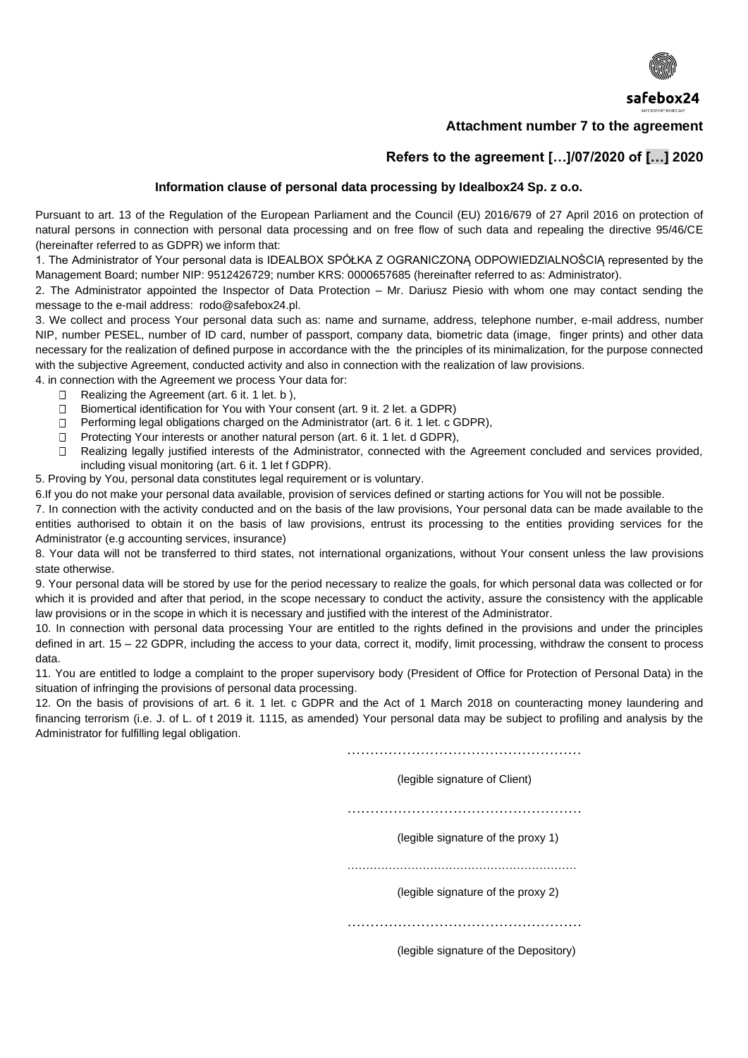safebox24

**Attachment number 7 to the agreement**

**Refers to the agreement […]/07/2020 of […] 2020**

### Information clause of personal data processing by Idealbox24 Sp. z o.o.

Pursuant to art. 13 of the Regulation of the European Parliament and the Council (EU) 2016/679 of 27 April 2016 on protection of natural persons in connection with personal data processing and on free flow of such data and repealing the directive 95/46/CE (hereinafter referred to as GDPR) we inform that:

1. The Administrator of Your personal data is IDEALBOX SPÓŁKA Z OGRANICZONĄ ODPOWIEDZIALNOŚCIĄ represented by the Management Board; number NIP: 9512426729; number KRS: 0000657685 (hereinafter referred to as: Administrator).
2. The Administrator appointed the Inspector of Data Protection – Mr. Dariusz Piesio with whom one may contact sending the message to the e-mail address: rodo@safebox24.pl.
3. We collect and process Your personal data such as: name and surname, address, telephone number, e-mail address, number NIP, number PESEL, number of ID card, number of passport, company data, biometric data (image, finger prints) and other data necessary for the realization of defined purpose in accordance with the the principles of its minimalization, for the purpose connected with the subjective Agreement, conducted activity and also in connection with the realization of law provisions.
4. in connection with the Agreement we process Your data for:
   - Realizing the Agreement (art. 6 it. 1 let. b ),
   - Biomertical identification for You with Your consent (art. 9 it. 2 let. a GDPR)
   - Performing legal obligations charged on the Administrator (art. 6 it. 1 let. c GDPR),
   - Protecting Your interests or another natural person (art. 6 it. 1 let. d GDPR),
   - Realizing legally justified interests of the Administrator, connected with the Agreement concluded and services provided, including visual monitoring (art. 6 it. 1 let f GDPR).
5. Proving by You, personal data constitutes legal requirement or is voluntary.
6. If you do not make your personal data available, provision of services defined or starting actions for You will not be possible.
7. In connection with the activity conducted and on the basis of the law provisions, Your personal data can be made available to the entities authorised to obtain it on the basis of law provisions, entrust its processing to the entities providing services for the Administrator (e.g accounting services, insurance)
8. Your data will not be transferred to third states, not international organizations, without Your consent unless the law provisions state otherwise.
9. Your personal data will be stored by use for the period necessary to realize the goals, for which personal data was collected or for which it is provided and after that period, in the scope necessary to conduct the activity, assure the consistency with the applicable law provisions or in the scope in which it is necessary and justified with the interest of the Administrator.
10. In connection with personal data processing Your are entitled to the rights defined in the provisions and under the principles defined in art. 15 – 22 GDPR, including the access to your data, correct it, modify, limit processing, withdraw the consent to process data.
11. You are entitled to lodge a complaint to the proper supervisory body (President of Office for Protection of Personal Data) in the situation of infringing the provisions of personal data processing.
12. On the basis of provisions of art. 6 it. 1 let. c GDPR and the Act of 1 March 2018 on counteracting money laundering and financing terrorism (i.e. J. of L. of t 2019 it. 1115, as amended) Your personal data may be subject to profiling and analysis by the Administrator for fulfilling legal obligation.

……………………………………………

(legible signature of Client)

……………………………………………

(legible signature of the proxy 1)

……………………………………………

(legible signature of the proxy 2)

……………………………………………

(legible signature of the Depository)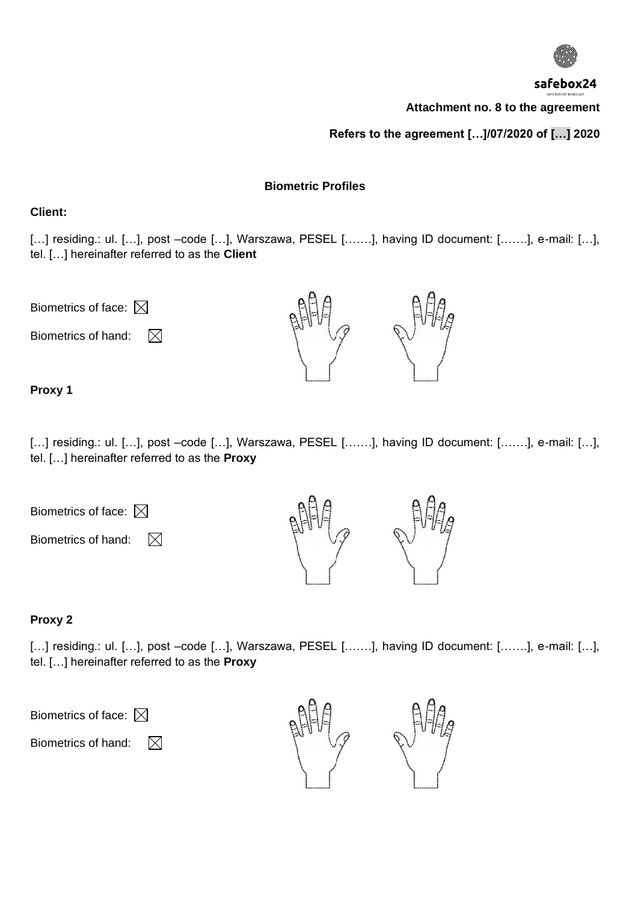safebox24

**Attachment no. 8 to the agreement**

**Refers to the agreement […]/07/2020 of […] 2020**

### Biometric Profiles

**Client:**

[…] residing.: ul. […], post –code […], Warszawa, PESEL […….], having ID document: […….], e-mail: […], tel. […] hereinafter referred to as the **Client**

Biometrics of face: ☒

Biometrics of hand: ☒

**Proxy 1**

[…] residing.: ul. […], post –code […], Warszawa, PESEL […….], having ID document: […….], e-mail: […], tel. […] hereinafter referred to as the **Proxy**

Biometrics of face: ☒

Biometrics of hand: ☒

**Proxy 2**

[…] residing.: ul. […], post –code […], Warszawa, PESEL […….], having ID document: […….], e-mail: […], tel. […] hereinafter referred to as the **Proxy**

Biometrics of face: ☒

Biometrics of hand: ☒